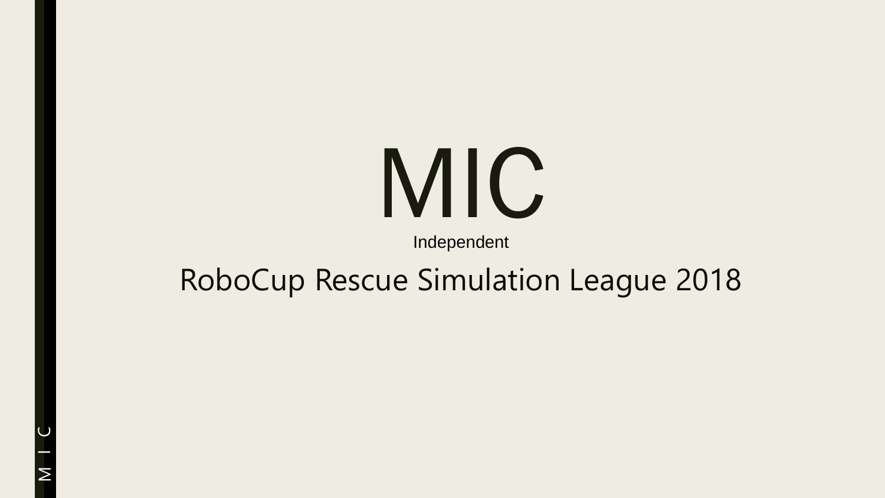# MIC

Independent

RoboCup Rescue Simulation League 2018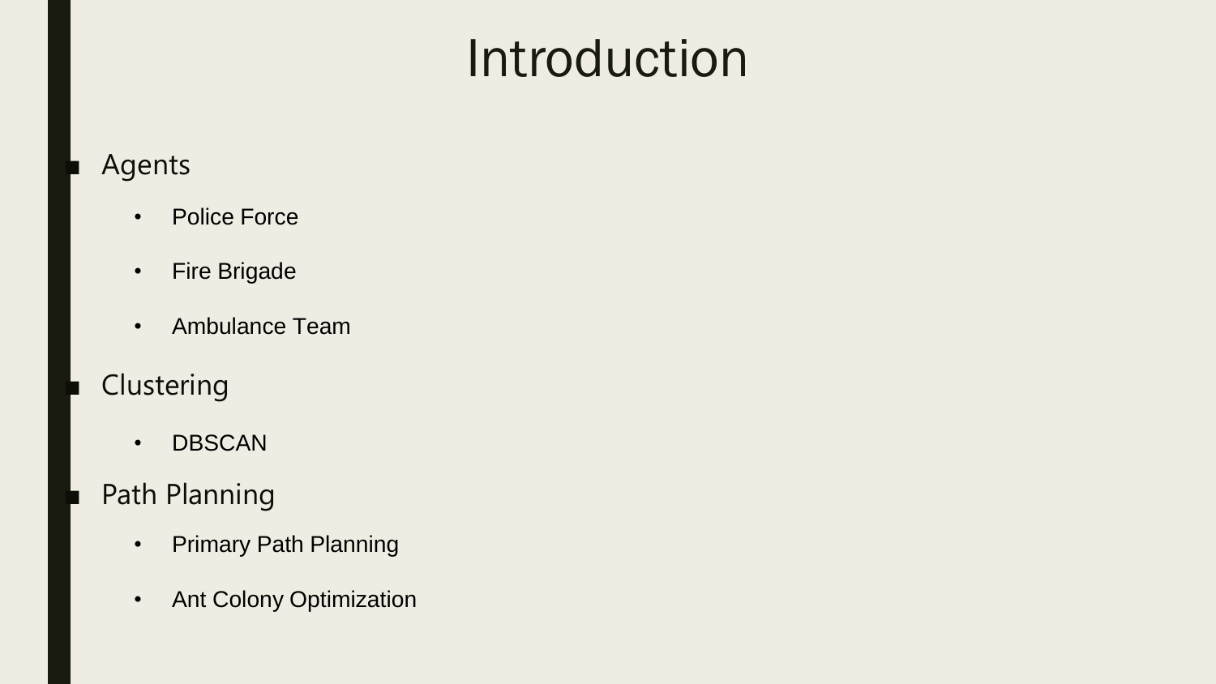# Introduction

- Agents
  - Police Force
  - Fire Brigade
  - Ambulance Team
- Clustering
  - DBSCAN
- Path Planning
  - Primary Path Planning
  - Ant Colony Optimization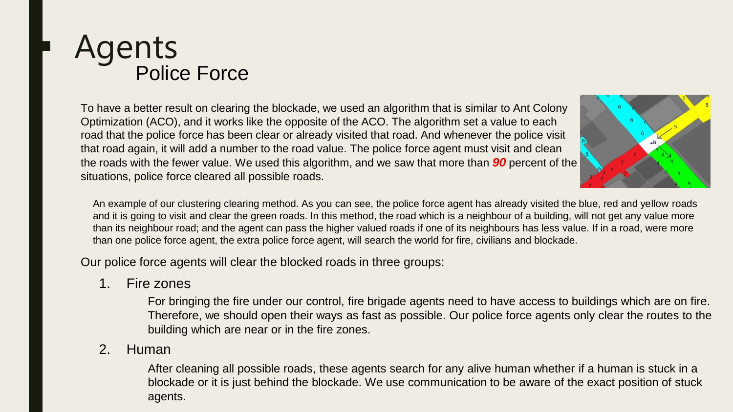# Agents
## Police Force

To have a better result on clearing the blockade, we used an algorithm that is similar to Ant Colony Optimization (ACO), and it works like the opposite of the ACO. The algorithm set a value to each road that the police force has been clear or already visited that road. And whenever the police visit that road again, it will add a number to the road value. The police force agent must visit and clean the roads with the fewer value. We used this algorithm, and we saw that more than ***90*** percent of the situations, police force cleared all possible roads.

An example of our clustering clearing method. As you can see, the police force agent has already visited the blue, red and yellow roads and it is going to visit and clear the green roads. In this method, the road which is a neighbour of a building, will not get any value more than its neighbour road; and the agent can pass the higher valued roads if one of its neighbours has less value. If in a road, were more than one police force agent, the extra police force agent, will search the world for fire, civilians and blockade.

Our police force agents will clear the blocked roads in three groups:

1. Fire zones

   For bringing the fire under our control, fire brigade agents need to have access to buildings which are on fire. Therefore, we should open their ways as fast as possible. Our police force agents only clear the routes to the building which are near or in the fire zones.

2. Human

   After cleaning all possible roads, these agents search for any alive human whether if a human is stuck in a blockade or it is just behind the blockade. We use communication to be aware of the exact position of stuck agents.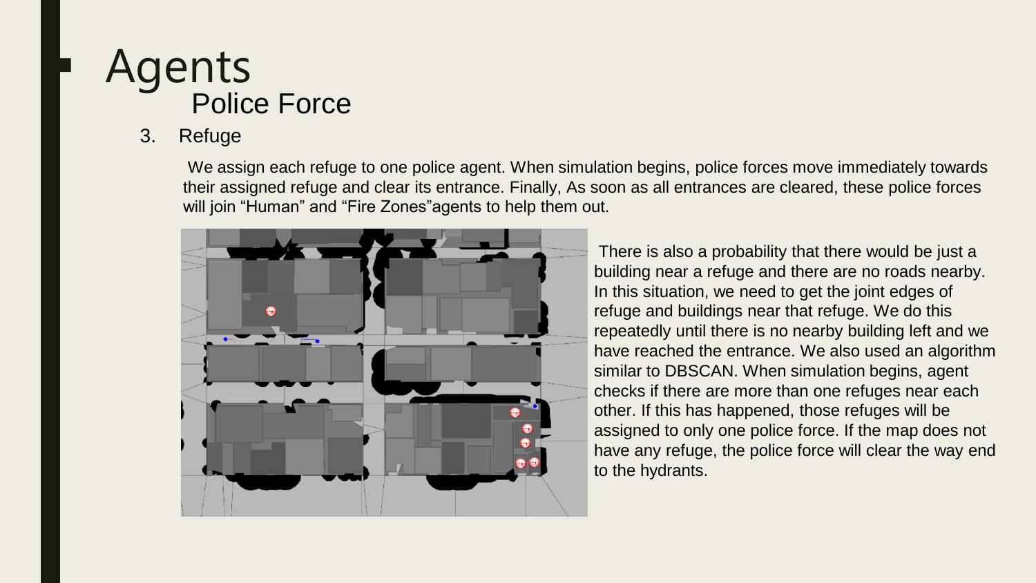# Agents

## Police Force

3. Refuge

We assign each refuge to one police agent. When simulation begins, police forces move immediately towards their assigned refuge and clear its entrance. Finally, As soon as all entrances are cleared, these police forces will join “Human” and “Fire Zones”agents to help them out.

There is also a probability that there would be just a building near a refuge and there are no roads nearby. In this situation, we need to get the joint edges of refuge and buildings near that refuge. We do this repeatedly until there is no nearby building left and we have reached the entrance. We also used an algorithm similar to DBSCAN. When simulation begins, agent checks if there are more than one refuges near each other. If this has happened, those refuges will be assigned to only one police force. If the map does not have any refuge, the police force will clear the way end to the hydrants.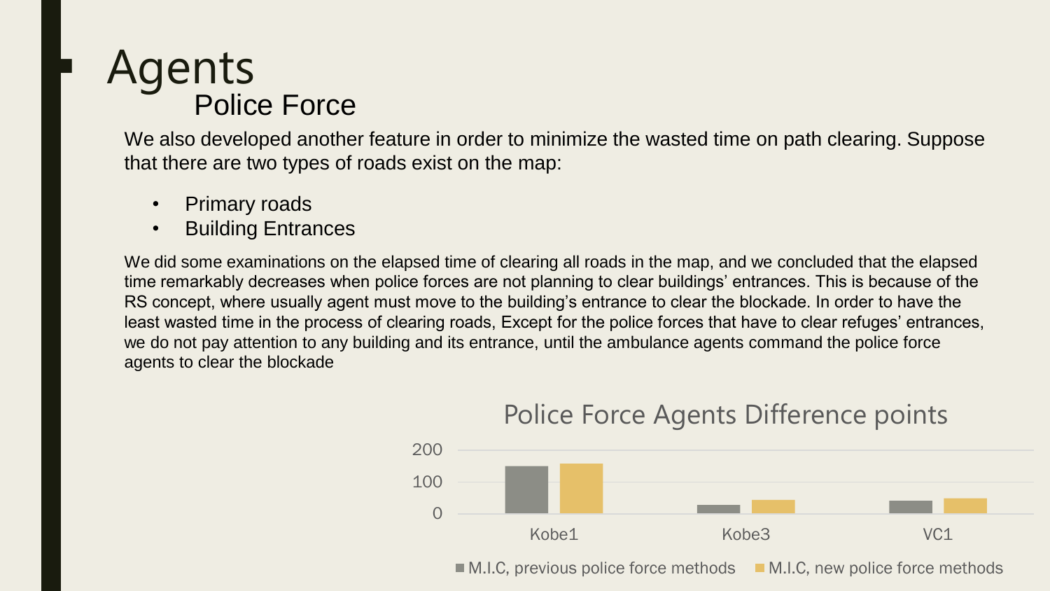# Agents

## Police Force

We also developed another feature in order to minimize the wasted time on path clearing. Suppose that there are two types of roads exist on the map:

- Primary roads
- Building Entrances

We did some examinations on the elapsed time of clearing all roads in the map, and we concluded that the elapsed time remarkably decreases when police forces are not planning to clear buildings' entrances. This is because of the RS concept, where usually agent must move to the building's entrance to clear the blockade. In order to have the least wasted time in the process of clearing roads, Except for the police forces that have to clear refuges' entrances, we do not pay attention to any building and its entrance, until the ambulance agents command the police force agents to clear the blockade

### Police Force Agents Difference points

| | M.I.C, previous police force methods | M.I.C, new police force methods |
|---|---|---|
| Kobe1 | ~150 | ~158 |
| Kobe3 | ~28 | ~44 |
| VC1 | ~41 | ~49 |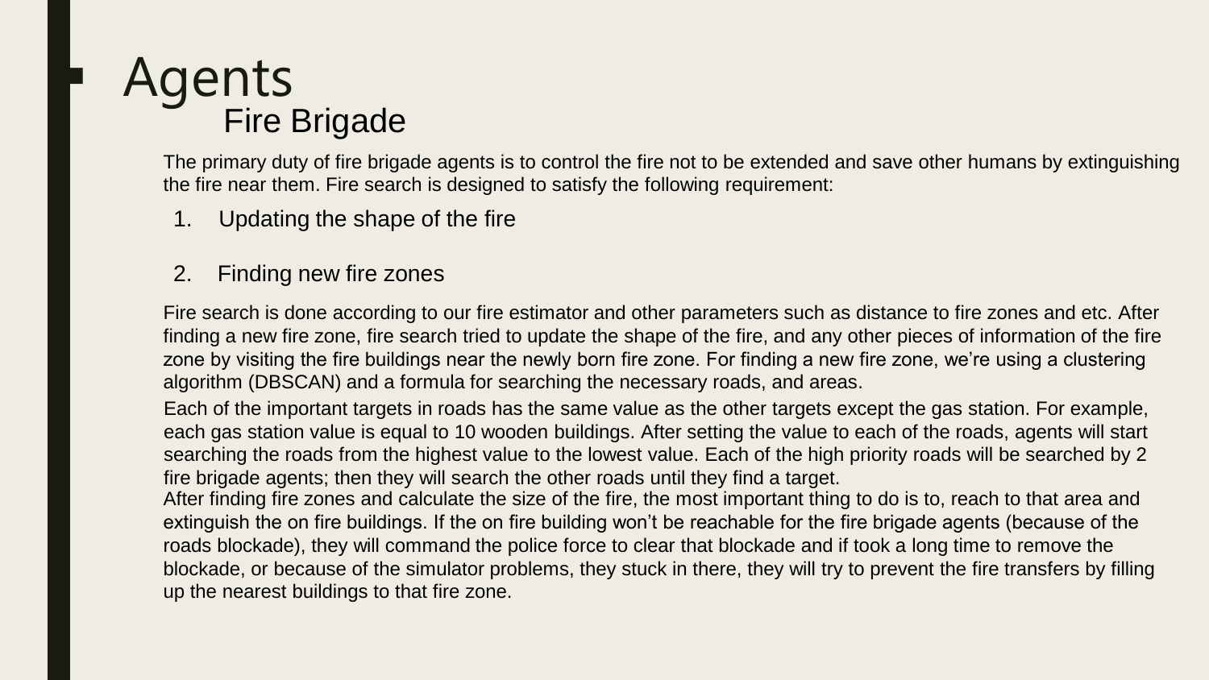# Agents

## Fire Brigade

The primary duty of fire brigade agents is to control the fire not to be extended and save other humans by extinguishing the fire near them. Fire search is designed to satisfy the following requirement:

1. Updating the shape of the fire
2. Finding new fire zones

Fire search is done according to our fire estimator and other parameters such as distance to fire zones and etc. After finding a new fire zone, fire search tried to update the shape of the fire, and any other pieces of information of the fire zone by visiting the fire buildings near the newly born fire zone. For finding a new fire zone, we're using a clustering algorithm (DBSCAN) and a formula for searching the necessary roads, and areas.

Each of the important targets in roads has the same value as the other targets except the gas station. For example, each gas station value is equal to 10 wooden buildings. After setting the value to each of the roads, agents will start searching the roads from the highest value to the lowest value. Each of the high priority roads will be searched by 2 fire brigade agents; then they will search the other roads until they find a target.

After finding fire zones and calculate the size of the fire, the most important thing to do is to, reach to that area and extinguish the on fire buildings. If the on fire building won't be reachable for the fire brigade agents (because of the roads blockade), they will command the police force to clear that blockade and if took a long time to remove the blockade, or because of the simulator problems, they stuck in there, they will try to prevent the fire transfers by filling up the nearest buildings to that fire zone.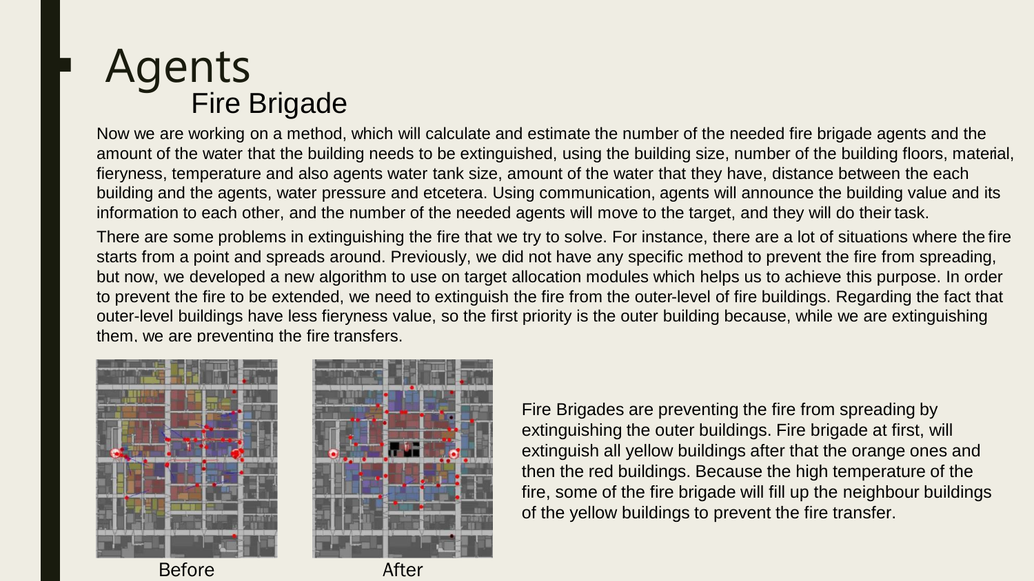# Agents

## Fire Brigade

Now we are working on a method, which will calculate and estimate the number of the needed fire brigade agents and the amount of the water that the building needs to be extinguished, using the building size, number of the building floors, material, fieryness, temperature and also agents water tank size, amount of the water that they have, distance between the each building and the agents, water pressure and etcetera. Using communication, agents will announce the building value and its information to each other, and the number of the needed agents will move to the target, and they will do their task.

There are some problems in extinguishing the fire that we try to solve. For instance, there are a lot of situations where the fire starts from a point and spreads around. Previously, we did not have any specific method to prevent the fire from spreading, but now, we developed a new algorithm to use on target allocation modules which helps us to achieve this purpose. In order to prevent the fire to be extended, we need to extinguish the fire from the outer-level of fire buildings. Regarding the fact that outer-level buildings have less fieryness value, so the first priority is the outer building because, while we are extinguishing them, we are preventing the fire transfers.

Before

After

Fire Brigades are preventing the fire from spreading by extinguishing the outer buildings. Fire brigade at first, will extinguish all yellow buildings after that the orange ones and then the red buildings. Because the high temperature of the fire, some of the fire brigade will fill up the neighbour buildings of the yellow buildings to prevent the fire transfer.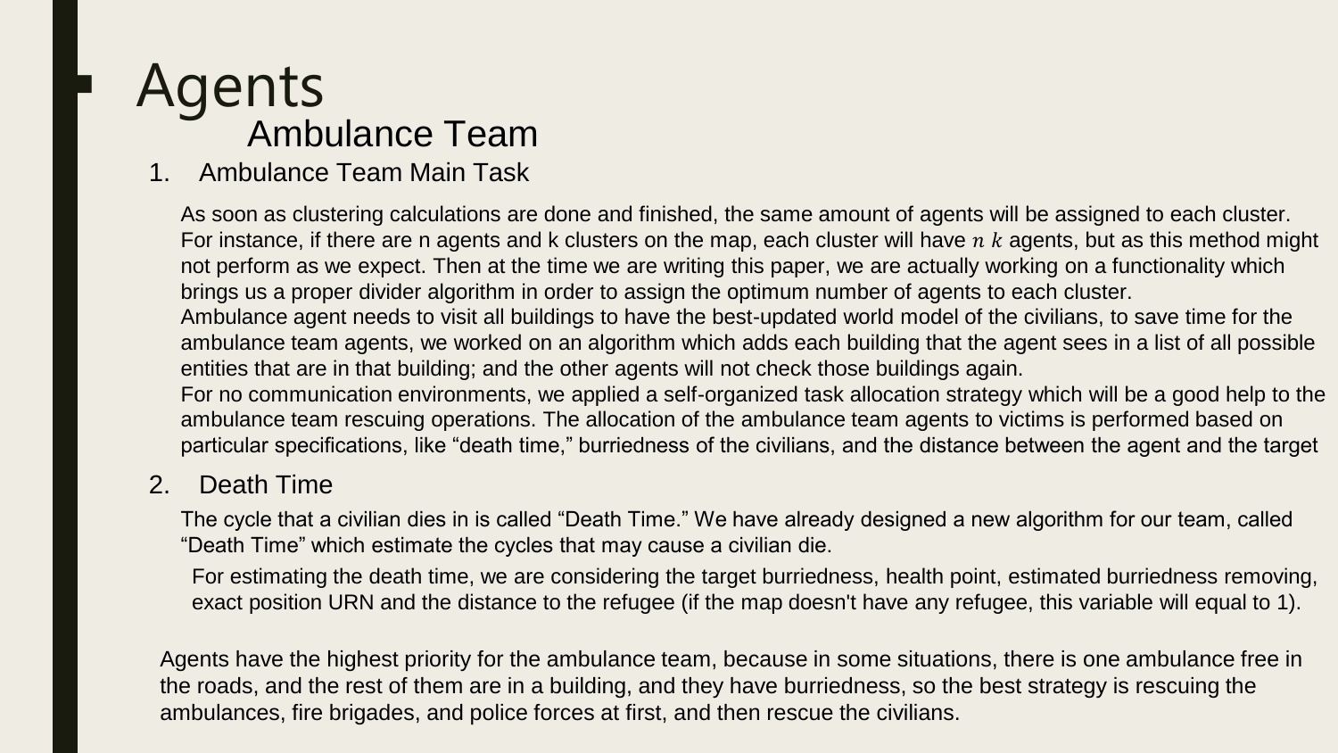# Agents

## Ambulance Team

1. Ambulance Team Main Task

As soon as clustering calculations are done and finished, the same amount of agents will be assigned to each cluster. For instance, if there are n agents and k clusters on the map, each cluster will have $n\ k$ agents, but as this method might not perform as we expect. Then at the time we are writing this paper, we are actually working on a functionality which brings us a proper divider algorithm in order to assign the optimum number of agents to each cluster.
Ambulance agent needs to visit all buildings to have the best-updated world model of the civilians, to save time for the ambulance team agents, we worked on an algorithm which adds each building that the agent sees in a list of all possible entities that are in that building; and the other agents will not check those buildings again.
For no communication environments, we applied a self-organized task allocation strategy which will be a good help to the ambulance team rescuing operations. The allocation of the ambulance team agents to victims is performed based on particular specifications, like "death time," burriedness of the civilians, and the distance between the agent and the target

2. Death Time

The cycle that a civilian dies in is called "Death Time." We have already designed a new algorithm for our team, called "Death Time" which estimate the cycles that may cause a civilian die.

For estimating the death time, we are considering the target burriedness, health point, estimated burriedness removing, exact position URN and the distance to the refugee (if the map doesn't have any refugee, this variable will equal to 1).

Agents have the highest priority for the ambulance team, because in some situations, there is one ambulance free in the roads, and the rest of them are in a building, and they have burriedness, so the best strategy is rescuing the ambulances, fire brigades, and police forces at first, and then rescue the civilians.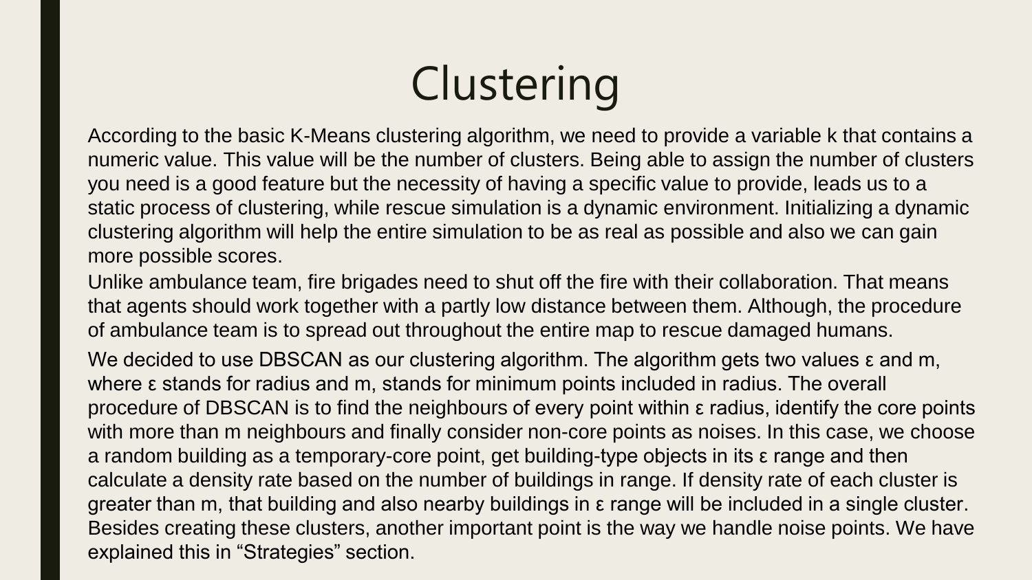# Clustering

According to the basic K-Means clustering algorithm, we need to provide a variable k that contains a numeric value. This value will be the number of clusters. Being able to assign the number of clusters you need is a good feature but the necessity of having a specific value to provide, leads us to a static process of clustering, while rescue simulation is a dynamic environment. Initializing a dynamic clustering algorithm will help the entire simulation to be as real as possible and also we can gain more possible scores.

Unlike ambulance team, fire brigades need to shut off the fire with their collaboration. That means that agents should work together with a partly low distance between them. Although, the procedure of ambulance team is to spread out throughout the entire map to rescue damaged humans.

We decided to use DBSCAN as our clustering algorithm. The algorithm gets two values $\varepsilon$ and m, where $\varepsilon$ stands for radius and m, stands for minimum points included in radius. The overall procedure of DBSCAN is to find the neighbours of every point within $\varepsilon$ radius, identify the core points with more than m neighbours and finally consider non-core points as noises. In this case, we choose a random building as a temporary-core point, get building-type objects in its $\varepsilon$ range and then calculate a density rate based on the number of buildings in range. If density rate of each cluster is greater than m, that building and also nearby buildings in $\varepsilon$ range will be included in a single cluster. Besides creating these clusters, another important point is the way we handle noise points. We have explained this in “Strategies” section.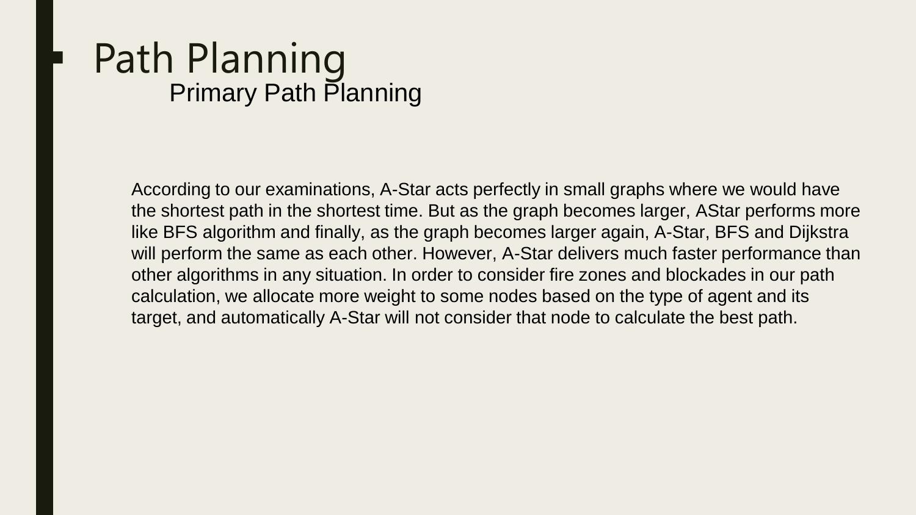# Path Planning

## Primary Path Planning

According to our examinations, A-Star acts perfectly in small graphs where we would have the shortest path in the shortest time. But as the graph becomes larger, AStar performs more like BFS algorithm and finally, as the graph becomes larger again, A-Star, BFS and Dijkstra will perform the same as each other. However, A-Star delivers much faster performance than other algorithms in any situation. In order to consider fire zones and blockades in our path calculation, we allocate more weight to some nodes based on the type of agent and its target, and automatically A-Star will not consider that node to calculate the best path.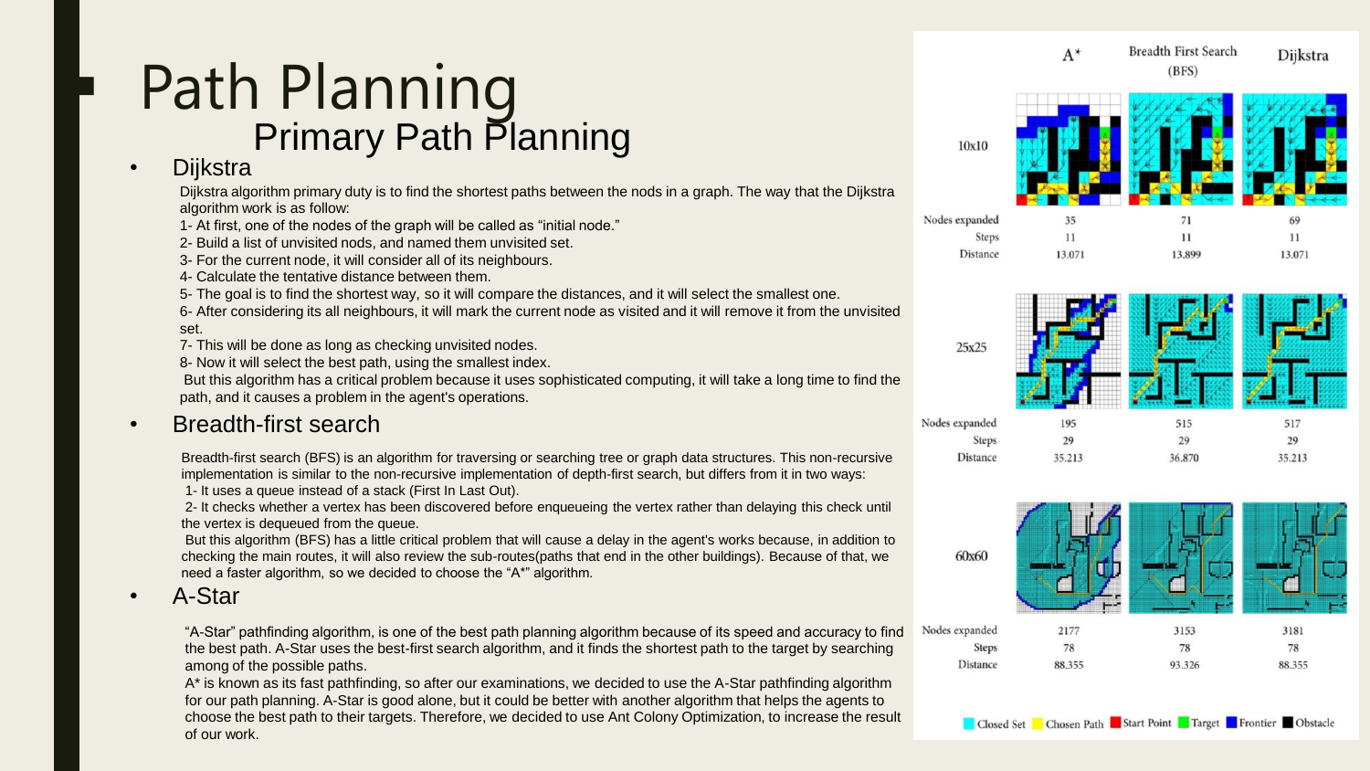# Path Planning

## Primary Path Planning

- **Dijkstra**

Dijkstra algorithm primary duty is to find the shortest paths between the nods in a graph. The way that the Dijkstra algorithm work is as follow:

1- At first, one of the nodes of the graph will be called as "initial node."
2- Build a list of unvisited nods, and named them unvisited set.
3- For the current node, it will consider all of its neighbours.
4- Calculate the tentative distance between them.
5- The goal is to find the shortest way, so it will compare the distances, and it will select the smallest one.
6- After considering its all neighbours, it will mark the current node as visited and it will remove it from the unvisited set.
7- This will be done as long as checking unvisited nodes.
8- Now it will select the best path, using the smallest index.

But this algorithm has a critical problem because it uses sophisticated computing, it will take a long time to find the path, and it causes a problem in the agent's operations.

- **Breadth-first search**

Breadth-first search (BFS) is an algorithm for traversing or searching tree or graph data structures. This non-recursive implementation is similar to the non-recursive implementation of depth-first search, but differs from it in two ways:

1- It uses a queue instead of a stack (First In Last Out).
2- It checks whether a vertex has been discovered before enqueueing the vertex rather than delaying this check until the vertex is dequeued from the queue.

But this algorithm (BFS) has a little critical problem that will cause a delay in the agent's works because, in addition to checking the main routes, it will also review the sub-routes(paths that end in the other buildings). Because of that, we need a faster algorithm, so we decided to choose the "A*" algorithm.

- **A-Star**

"A-Star" pathfinding algorithm, is one of the best path planning algorithm because of its speed and accuracy to find the best path. A-Star uses the best-first search algorithm, and it finds the shortest path to the target by searching among of the possible paths.

A* is known as its fast pathfinding, so after our examinations, we decided to use the A-Star pathfinding algorithm for our path planning. A-Star is good alone, but it could be better with another algorithm that helps the agents to choose the best path to their targets. Therefore, we decided to use Ant Colony Optimization, to increase the result of our work.

| Grid | Metric | A* | Breadth First Search (BFS) | Dijkstra |
|---|---|---|---|---|
| 10x10 | Nodes expanded | 35 | 71 | 69 |
| | Steps | 11 | 11 | 11 |
| | Distance | 13.071 | 13.899 | 13.071 |
| 25x25 | Nodes expanded | 195 | 515 | 517 |
| | Steps | 29 | 29 | 29 |
| | Distance | 35.213 | 36.870 | 35.213 |
| 60x60 | Nodes expanded | 2177 | 3153 | 3181 |
| | Steps | 78 | 78 | 78 |
| | Distance | 88.355 | 93.326 | 88.355 |

Closed Set · Chosen Path · Start Point · Target · Frontier · Obstacle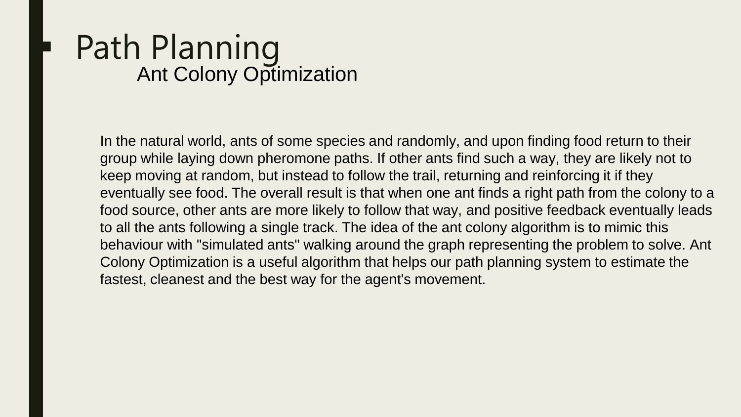# Path Planning

## Ant Colony Optimization

In the natural world, ants of some species and randomly, and upon finding food return to their group while laying down pheromone paths. If other ants find such a way, they are likely not to keep moving at random, but instead to follow the trail, returning and reinforcing it if they eventually see food. The overall result is that when one ant finds a right path from the colony to a food source, other ants are more likely to follow that way, and positive feedback eventually leads to all the ants following a single track. The idea of the ant colony algorithm is to mimic this behaviour with "simulated ants" walking around the graph representing the problem to solve. Ant Colony Optimization is a useful algorithm that helps our path planning system to estimate the fastest, cleanest and the best way for the agent's movement.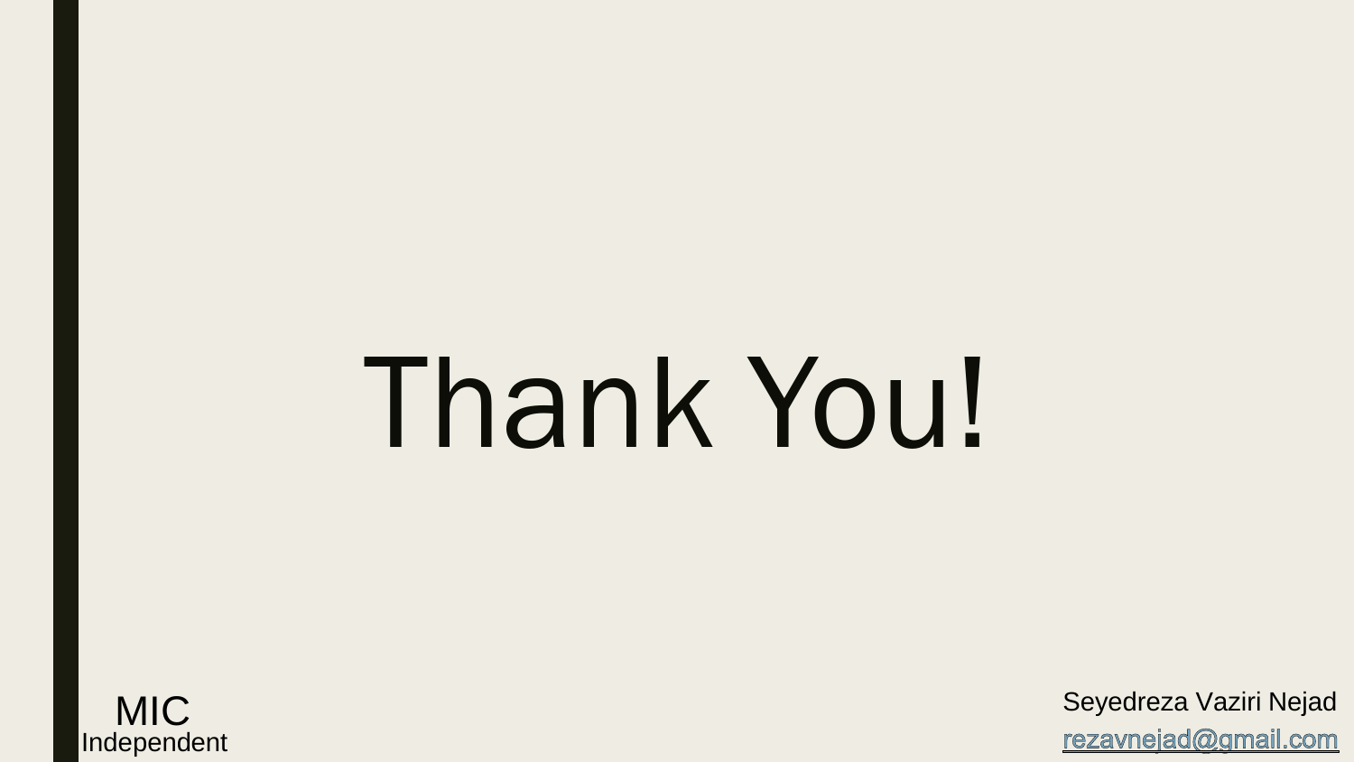# Thank You!

MIC
Independent

Seyedreza Vaziri Nejad
rezavnejad@gmail.com